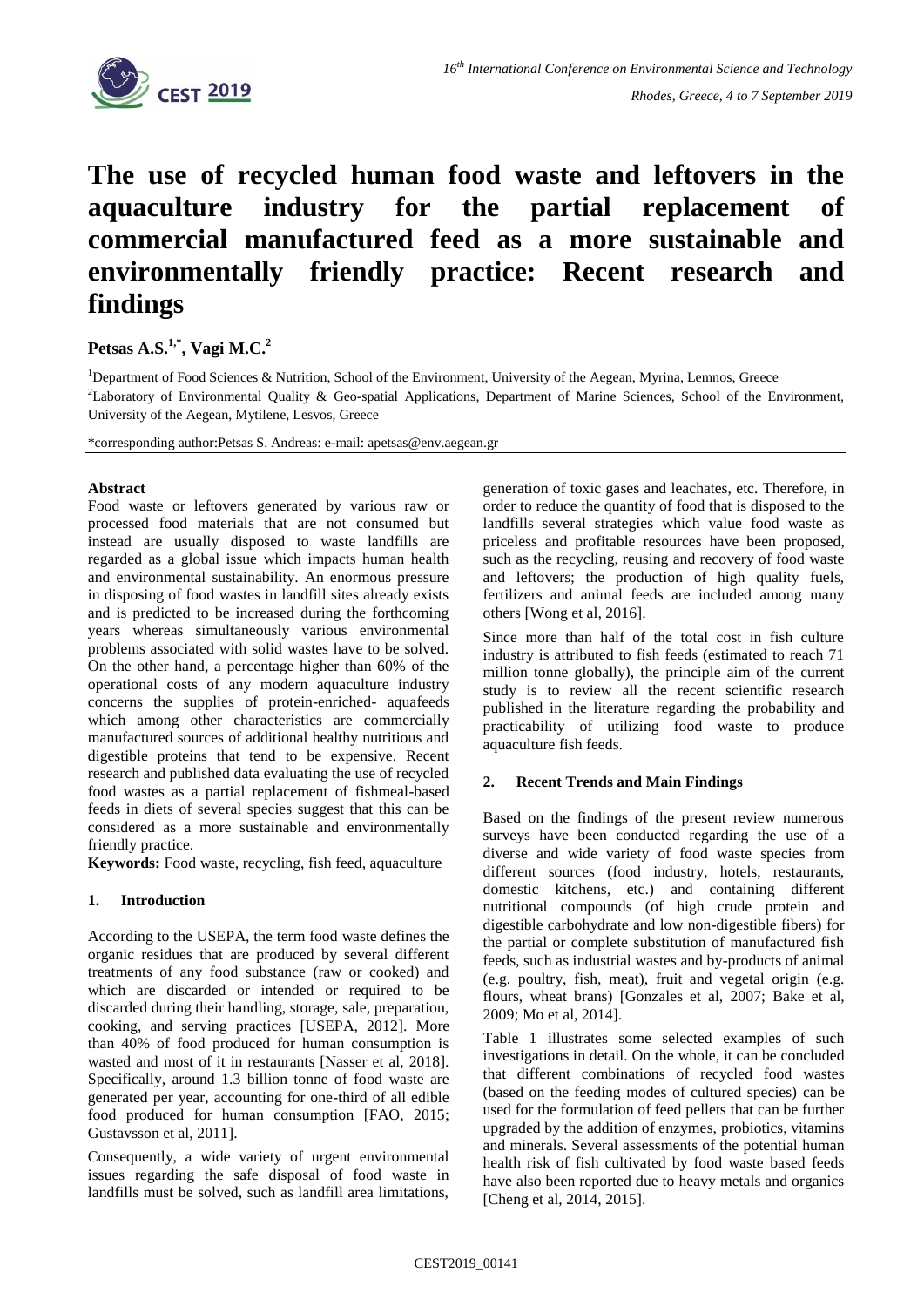# The use of recycled human food waste and leftovers in the aquaculture industry for the partial replacement of commercial manufactured feed as a more sustainable and environmentally friendly practice: Recent research and findings

**Petsas A.S.[1,*], Vagi M.C.[2]**

[1]Department of Food Sciences & Nutrition, School of the Environment, University of the Aegean, Myrina, Lemnos, Greece

[2]Laboratory of Environmental Quality & Geo-spatial Applications, Department of Marine Sciences, School of the Environment, University of the Aegean, Mytilene, Lesvos, Greece

*corresponding author:Petsas S. Andreas: e-mail: apetsas@env.aegean.gr

### Abstract

Food waste or leftovers generated by various raw or processed food materials that are not consumed but instead are usually disposed to waste landfills are regarded as a global issue which impacts human health and environmental sustainability. An enormous pressure in disposing of food wastes in landfill sites already exists and is predicted to be increased during the forthcoming years whereas simultaneously various environmental problems associated with solid wastes have to be solved. On the other hand, a percentage higher than 60% of the operational costs of any modern aquaculture industry concerns the supplies of protein-enriched- aquafeeds which among other characteristics are commercially manufactured sources of additional healthy nutritious and digestible proteins that tend to be expensive. Recent research and published data evaluating the use of recycled food wastes as a partial replacement of fishmeal-based feeds in diets of several species suggest that this can be considered as a more sustainable and environmentally friendly practice.

**Keywords:** Food waste, recycling, fish feed, aquaculture

## 1. Introduction

According to the USEPA, the term food waste defines the organic residues that are produced by several different treatments of any food substance (raw or cooked) and which are discarded or intended or required to be discarded during their handling, storage, sale, preparation, cooking, and serving practices [USEPA, 2012]. More than 40% of food produced for human consumption is wasted and most of it in restaurants [Nasser et al, 2018]. Specifically, around 1.3 billion tonne of food waste are generated per year, accounting for one-third of all edible food produced for human consumption [FAO, 2015; Gustavsson et al, 2011].

Consequently, a wide variety of urgent environmental issues regarding the safe disposal of food waste in landfills must be solved, such as landfill area limitations, generation of toxic gases and leachates, etc. Therefore, in order to reduce the quantity of food that is disposed to the landfills several strategies which value food waste as priceless and profitable resources have been proposed, such as the recycling, reusing and recovery of food waste and leftovers; the production of high quality fuels, fertilizers and animal feeds are included among many others [Wong et al, 2016].

Since more than half of the total cost in fish culture industry is attributed to fish feeds (estimated to reach 71 million tonne globally), the principle aim of the current study is to review all the recent scientific research published in the literature regarding the probability and practicability of utilizing food waste to produce aquaculture fish feeds.

## 2. Recent Trends and Main Findings

Based on the findings of the present review numerous surveys have been conducted regarding the use of a diverse and wide variety of food waste species from different sources (food industry, hotels, restaurants, domestic kitchens, etc.) and containing different nutritional compounds (of high crude protein and digestible carbohydrate and low non-digestible fibers) for the partial or complete substitution of manufactured fish feeds, such as industrial wastes and by-products of animal (e.g. poultry, fish, meat), fruit and vegetal origin (e.g. flours, wheat brans) [Gonzales et al, 2007; Bake et al, 2009; Mo et al, 2014].

Table 1 illustrates some selected examples of such investigations in detail. On the whole, it can be concluded that different combinations of recycled food wastes (based on the feeding modes of cultured species) can be used for the formulation of feed pellets that can be further upgraded by the addition of enzymes, probiotics, vitamins and minerals. Several assessments of the potential human health risk of fish cultivated by food waste based feeds have also been reported due to heavy metals and organics [Cheng et al, 2014, 2015].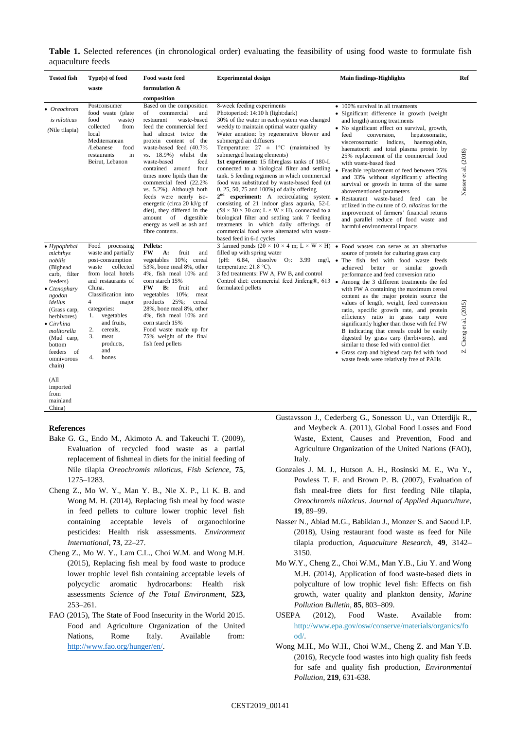**Table 1.** Selected references (in chronological order) evaluating the feasibility of using food waste to formulate fish aquaculture feeds

| Tested fish | Type(s) of food waste | Food waste feed formulation & composition | Experimental design | Main findings-Highlights | Ref |
|---|---|---|---|---|---|
| • *Oreochromis niloticus* (Nile tilapia) | Postconsumer food waste (plate food waste) collected from local Mediterranean /Lebanese food restaurants in Beirut, Lebanon | Based on the composition of commercial and restaurant waste-based feed the commercial feed had almost twice the protein content of the waste-based feed (40.7% vs. 18.9%) whilst the waste-based feed contained around four times more lipids than the commercial feed (22.2% vs. 5.2%). Although both feeds were nearly iso-energetic (circa 20 kJ/g of diet), they differed in the amount of digestible energy as well as ash and fibre contents. | 8-week feeding experiments<br>Photoperiod: 14:10 h (light:dark)<br>30% of the water in each system was changed weekly to maintain optimal water quality<br>Water aeration: by regenerative blower and submerged air diffusers<br>Temperature: 27 ± 1°C (maintained by submerged heating elements)<br>**1st experiment:** 15 fibreglass tanks of 180-L connected to a biological filter and settling tank. 5 feeding regimens in which commercial food was substituted by waste-based feed (at 0, 25, 50, 75 and 100%) of daily offering<br>**2nd experiment:** A recirculating system consisting of 21 indoor glass aquaria, 52-L (58 × 30 × 30 cm; L × W × H), connected to a biological filter and settling tank 7 feeding treatments in which daily offerings of commercial food were alternated with waste-based feed in 6-d cycles | • 100% survival in all treatments<br>• Significant difference in growth (weight and length) among treatments<br>• No significant effect on survival, growth, feed conversion, hepatosomatic, viscerosomatic indices, haemoglobin, haematocrit and total plasma protein by 25% replacement of the commercial food with waste-based feed<br>• Feasible replacement of feed between 25% and 33% without significantly affecting survival or growth in terms of the same abovementioned parameters<br>• Restaurant waste-based feed can be utilized in the culture of *O. niloticus* for the improvement of farmers' financial returns and parallel reduce of food waste and harmful environmental impacts | Nasser et al. (2018) |
| • *Hypophthalmichthys nobilis* (Bighead carb, filter feeders)<br>• *Ctenopharyngodon idellus* (Grass carp, herbivores)<br>• *Cirrhina molitorella* (Mud carp, bottom feeders of omnivorous chain)<br><br>(All imported from mainland China) | Food processing waste and partially post-consumption waste collected from local hotels and restaurants of China.<br>Classification into 4 major categories:<br>1. vegetables and fruits,<br>2. cereals,<br>3. meat products, and<br>4. bones | **Pellets:**<br>**FW A:** fruit and vegetables 10%; cereal 53%, bone meal 8%, other 4%, fish meal 10% and corn starch 15%<br>**FW B:** fruit and vegetables 10%; meat products 25%; cereal 28%, bone meal 8%, other 4%, fish meal 10% and corn starch 15%<br>Food waste made up for 75% weight of the final fish feed pellets | 3 farmed ponds (20 × 10 × 4 m; L × W × H) filled up with spring water<br>(pH: 6.84, dissolve $O_2$: 3.99 mg/l, temperature: 21.8 °C).<br>3 fed treatments: FW A, FW B, and control<br>Control diet: commercial feed Jinfeng®, 613 formulated pellets | • Food wastes can serve as an alternative source of protein for culturing grass carp<br>• The fish fed with food waste feeds achieved better or similar growth performance and feed conversion ratio<br>• Among the 3 different treatments the fed with FW A containing the maximum cereal content as the major protein source the values of length, weight, feed conversion ratio, specific growth rate, and protein efficiency ratio in grass carp were significantly higher than those with fed FW B indicating that cereals could be easily digested by grass carp (herbivores), and similar to those fed with control diet<br>• Grass carp and bighead carp fed with food waste feeds were relatively free of PAHs | Z. Cheng et al. (2015) |

**References**

Bake G. G., Endo M., Akimoto A. and Takeuchi T. (2009), Evaluation of recycled food waste as a partial replacement of fishmeal in diets for the initial feeding of Nile tilapia *Oreochromis niloticus*, *Fish Science*, **75**, 1275–1283.

Cheng Z., Mo W. Y., Man Y. B., Nie X. P., Li K. B. and Wong M. H. (2014), Replacing fish meal by food waste in feed pellets to culture lower trophic level fish containing acceptable levels of organochlorine pesticides: Health risk assessments. *Environment International*, **73**, 22–27.

Cheng Z., Mo W. Y., Lam C.L., Choi W.M. and Wong M.H. (2015), Replacing fish meal by food waste to produce lower trophic level fish containing acceptable levels of polycyclic aromatic hydrocarbons: Health risk assessments *Science of the Total Environment*, **523,** 253–261.

FAO (2015), The State of Food Insecurity in the World 2015. Food and Agriculture Organization of the United Nations, Rome Italy. Available from: http://www.fao.org/hunger/en/.

Gustavsson J., Cederberg G., Sonesson U., van Otterdijk R., and Meybeck A. (2011), Global Food Losses and Food Waste, Extent, Causes and Prevention, Food and Agriculture Organization of the United Nations (FAO), Italy.

Gonzales J. M. J., Hutson A. H., Rosinski M. E., Wu Y., Powless T. F. and Brown P. B. (2007), Evaluation of fish meal-free diets for first feeding Nile tilapia, *Oreochromis niloticus*. *Journal of Applied Aquaculture*, **19**, 89–99.

Nasser N., Abiad M.G., Babikian J., Monzer S. and Saoud I.P. (2018), Using restaurant food waste as feed for Nile tilapia production, *Aquaculture Research*, **49**, 3142–3150.

Mo W.Y., Cheng Z., Choi W.M., Man Y.B., Liu Y. and Wong M.H. (2014), Application of food waste-based diets in polyculture of low trophic level fish: Effects on fish growth, water quality and plankton density, *Marine Pollution Bulletin*, **85**, 803–809.

USEPA (2012), Food Waste. Available from: http://www.epa.gov/osw/conserve/materials/organics/food/.

Wong M.H., Mo W.H., Choi W.M., Cheng Z. and Man Y.B. (2016), Recycle food wastes into high quality fish feeds for safe and quality fish production, *Environmental Pollution*, **219**, 631-638.